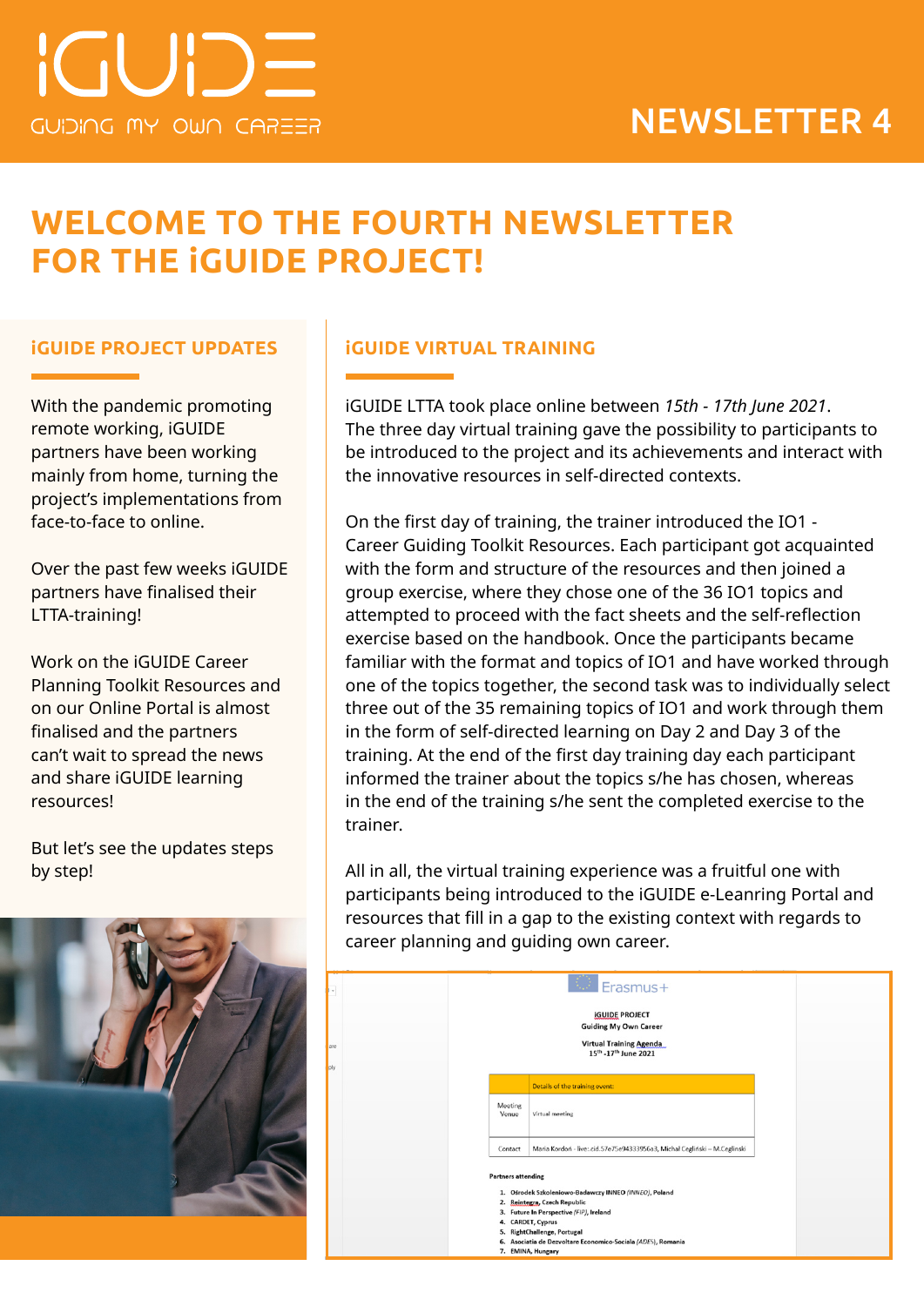# iGUIDE

GUIDING MY OWN CAREER

NEWSLETTER 4

# WELCOME TO THE FOURTH NEWSLETTER FOR THE iGUIDE PROJECT!

## iGUIDE PROJECT UPDATES

With the pandemic promoting remote working, iGUIDE partners have been working mainly from home, turning the project's implementations from face-to-face to online.

Over the past few weeks iGUIDE partners have finalised their LTTA-training!

Work on the iGUIDE Career Planning Toolkit Resources and on our Online Portal is almost finalised and the partners can't wait to spread the news and share iGUIDE learning resources!

But let's see the updates steps by step!

## iGUIDE VIRTUAL TRAINING

iGUIDE LTTA took place online between *15th - 17th June 2021*. The three day virtual training gave the possibility to participants to be introduced to the project and its achievements and interact with the innovative resources in self-directed contexts.

On the first day of training, the trainer introduced the IO1 - Career Guiding Toolkit Resources. Each participant got acquainted with the form and structure of the resources and then joined a group exercise, where they chose one of the 36 IO1 topics and attempted to proceed with the fact sheets and the self-reflection exercise based on the handbook. Once the participants became familiar with the format and topics of IO1 and have worked through one of the topics together, the second task was to individually select three out of the 35 remaining topics of IO1 and work through them in the form of self-directed learning on Day 2 and Day 3 of the training. At the end of the first day training day each participant informed the trainer about the topics s/he has chosen, whereas in the end of the training s/he sent the completed exercise to the trainer.

All in all, the virtual training experience was a fruitful one with participants being introduced to the iGUIDE e-Leanring Portal and resources that fill in a gap to the existing context with regards to career planning and guiding own career.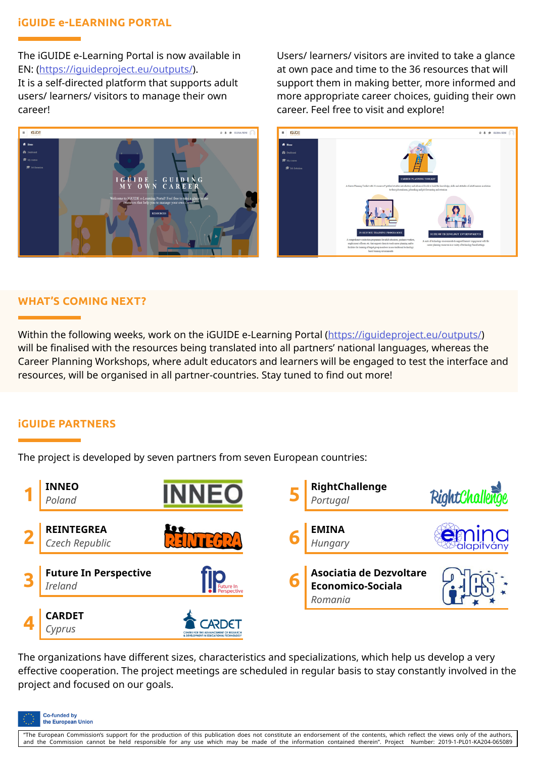## iGUIDE e-LEARNING PORTAL

The iGUIDE e-Learning Portal is now available in EN: (https://iguideproject.eu/outputs/).
It is a self-directed platform that supports adult users/ learners/ visitors to manage their own career!

Users/ learners/ visitors are invited to take a glance at own pace and time to the 36 resources that will support them in making better, more informed and more appropriate career choices, guiding their own career. Feel free to visit and explore!

## WHAT'S COMING NEXT?

Within the following weeks, work on the iGUIDE e-Learning Portal (https://iguideproject.eu/outputs/) will be finalised with the resources being translated into all partners' national languages, whereas the Career Planning Workshops, where adult educators and learners will be engaged to test the interface and resources, will be organised in all partner-countries. Stay tuned to find out more!

## iGUIDE PARTNERS

The project is developed by seven partners from seven European countries:

1. **INNEO** — *Poland*
2. **REINTEGREA** — *Czech Republic*
3. **Future In Perspective** — *Ireland*
4. **CARDET** — *Cyprus*
5. **RightChallenge** — *Portugal*
6. **EMINA** — *Hungary*
6. **Asociatia de Dezvoltare Economico-Sociala** — *Romania*

The organizations have different sizes, characteristics and specializations, which help us develop a very effective cooperation. The project meetings are scheduled in regular basis to stay constantly involved in the project and focused on our goals.

Co-funded by the European Union

"The European Commission's support for the production of this publication does not constitute an endorsement of the contents, which reflect the views only of the authors, and the Commission cannot be held responsible for any use which may be made of the information contained therein". Project Number: 2019-1-PL01-KA204-065089